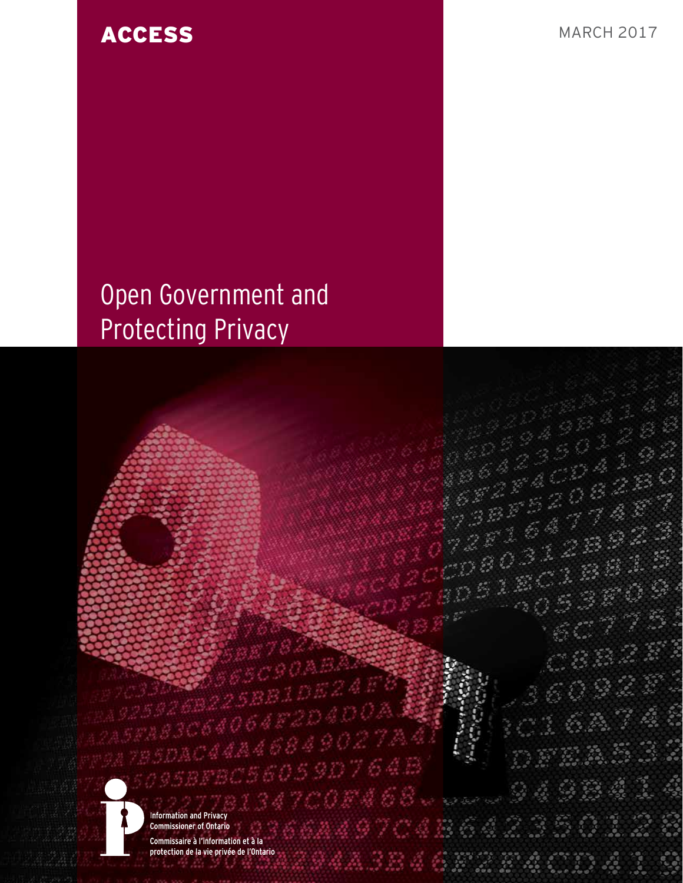ACCESS

MARCH 2017

# Open Government and Protecting Privacy

Information and Privacy Commissioner of Ontario

Commissaire à l'information et à la protection de la vie privée de l'Ontario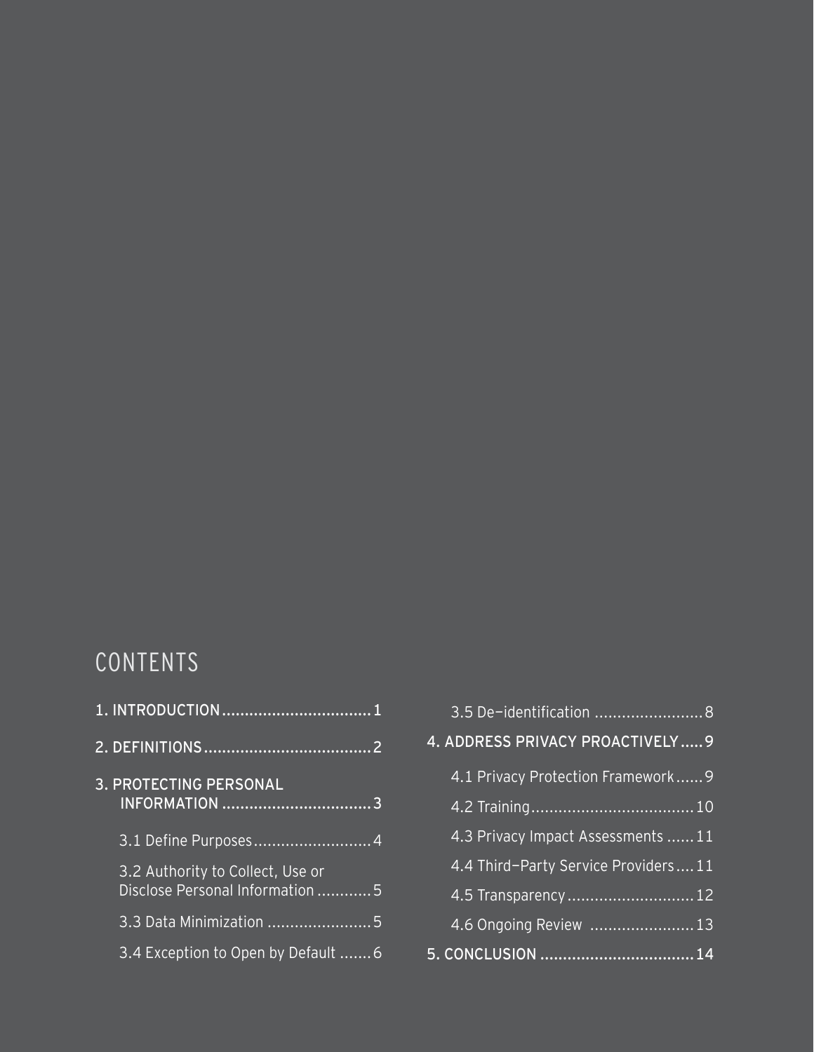# CONTENTS

1. INTRODUCTION ................................ 1

2. DEFINITIONS ................................ 2

3. PROTECTING PERSONAL INFORMATION ................................ 3

   3.1 Define Purposes ................................ 4

   3.2 Authority to Collect, Use or Disclose Personal Information ................................ 5

   3.3 Data Minimization ................................ 5

   3.4 Exception to Open by Default ................................ 6

   3.5 De–identification ................................ 8

4. ADDRESS PRIVACY PROACTIVELY ................................ 9

   4.1 Privacy Protection Framework ................................ 9

   4.2 Training ................................ 10

   4.3 Privacy Impact Assessments ................................ 11

   4.4 Third–Party Service Providers ................................ 11

   4.5 Transparency ................................ 12

   4.6 Ongoing Review ................................ 13

5. CONCLUSION ................................ 14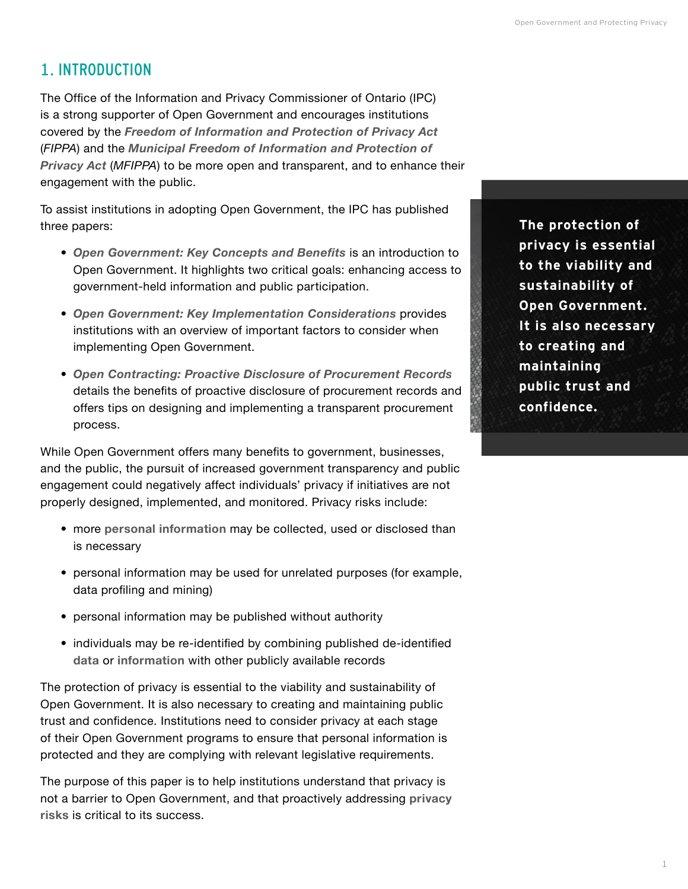## 1. INTRODUCTION

The Office of the Information and Privacy Commissioner of Ontario (IPC) is a strong supporter of Open Government and encourages institutions covered by the ***Freedom of Information and Protection of Privacy Act*** (*FIPPA*) and the ***Municipal Freedom of Information and Protection of Privacy Act*** (*MFIPPA*) to be more open and transparent, and to enhance their engagement with the public.

To assist institutions in adopting Open Government, the IPC has published three papers:

- ***Open Government: Key Concepts and Benefits*** is an introduction to Open Government. It highlights two critical goals: enhancing access to government-held information and public participation.
- ***Open Government: Key Implementation Considerations*** provides institutions with an overview of important factors to consider when implementing Open Government.
- ***Open Contracting: Proactive Disclosure of Procurement Records*** details the benefits of proactive disclosure of procurement records and offers tips on designing and implementing a transparent procurement process.

While Open Government offers many benefits to government, businesses, and the public, the pursuit of increased government transparency and public engagement could negatively affect individuals' privacy if initiatives are not properly designed, implemented, and monitored. Privacy risks include:

- more **personal information** may be collected, used or disclosed than is necessary
- personal information may be used for unrelated purposes (for example, data profiling and mining)
- personal information may be published without authority
- individuals may be re-identified by combining published de-identified **data** or **information** with other publicly available records

The protection of privacy is essential to the viability and sustainability of Open Government. It is also necessary to creating and maintaining public trust and confidence. Institutions need to consider privacy at each stage of their Open Government programs to ensure that personal information is protected and they are complying with relevant legislative requirements.

The purpose of this paper is to help institutions understand that privacy is not a barrier to Open Government, and that proactively addressing **privacy risks** is critical to its success.

**The protection of privacy is essential to the viability and sustainability of Open Government. It is also necessary to creating and maintaining public trust and confidence.**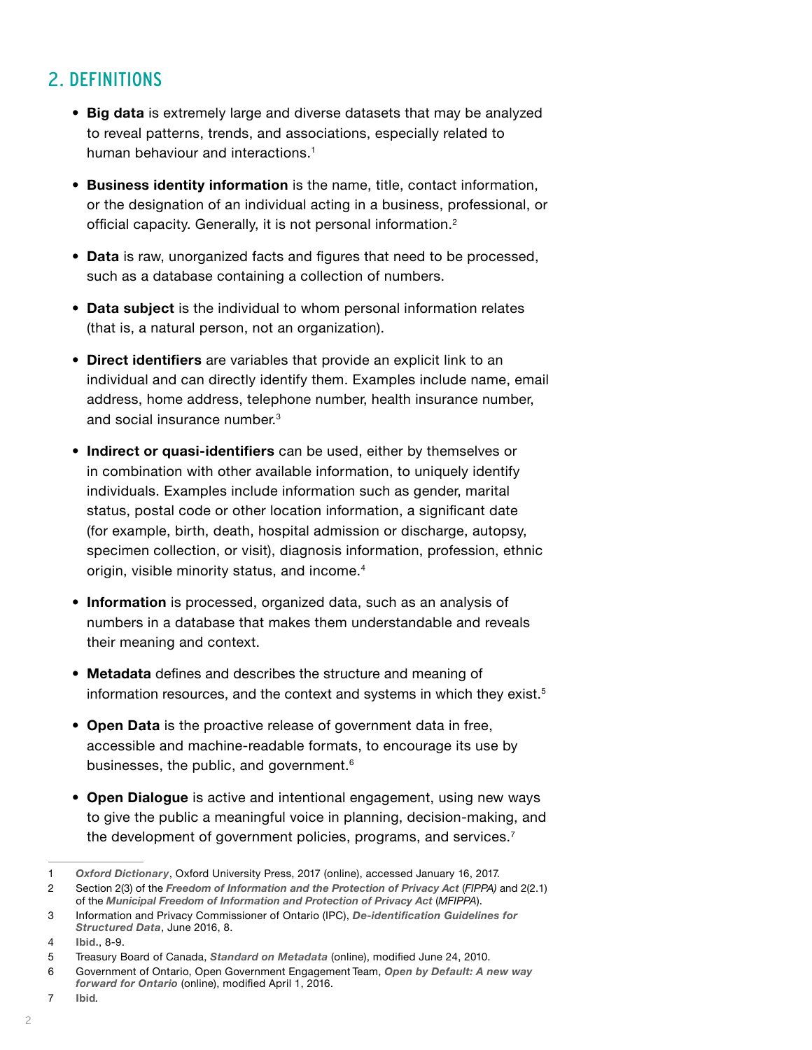## 2. DEFINITIONS

- **Big data** is extremely large and diverse datasets that may be analyzed to reveal patterns, trends, and associations, especially related to human behaviour and interactions.[1]
- **Business identity information** is the name, title, contact information, or the designation of an individual acting in a business, professional, or official capacity. Generally, it is not personal information.[2]
- **Data** is raw, unorganized facts and figures that need to be processed, such as a database containing a collection of numbers.
- **Data subject** is the individual to whom personal information relates (that is, a natural person, not an organization).
- **Direct identifiers** are variables that provide an explicit link to an individual and can directly identify them. Examples include name, email address, home address, telephone number, health insurance number, and social insurance number.[3]
- **Indirect or quasi-identifiers** can be used, either by themselves or in combination with other available information, to uniquely identify individuals. Examples include information such as gender, marital status, postal code or other location information, a significant date (for example, birth, death, hospital admission or discharge, autopsy, specimen collection, or visit), diagnosis information, profession, ethnic origin, visible minority status, and income.[4]
- **Information** is processed, organized data, such as an analysis of numbers in a database that makes them understandable and reveals their meaning and context.
- **Metadata** defines and describes the structure and meaning of information resources, and the context and systems in which they exist.[5]
- **Open Data** is the proactive release of government data in free, accessible and machine-readable formats, to encourage its use by businesses, the public, and government.[6]
- **Open Dialogue** is active and intentional engagement, using new ways to give the public a meaningful voice in planning, decision-making, and the development of government policies, programs, and services.[7]

---

1 ***Oxford Dictionary***, Oxford University Press, 2017 (online), accessed January 16, 2017.

2 Section 2(3) of the ***Freedom of Information and the Protection of Privacy Act*** (*FIPPA*) and 2(2.1) of the ***Municipal Freedom of Information and Protection of Privacy Act*** (*MFIPPA*).

3 Information and Privacy Commissioner of Ontario (IPC), ***De-identification Guidelines for Structured Data***, June 2016, 8.

4 **Ibid.**, 8-9.

5 Treasury Board of Canada, ***Standard on Metadata*** (online), modified June 24, 2010.

6 Government of Ontario, Open Government Engagement Team, ***Open by Default: A new way forward for Ontario*** (online), modified April 1, 2016.

7 **Ibid.**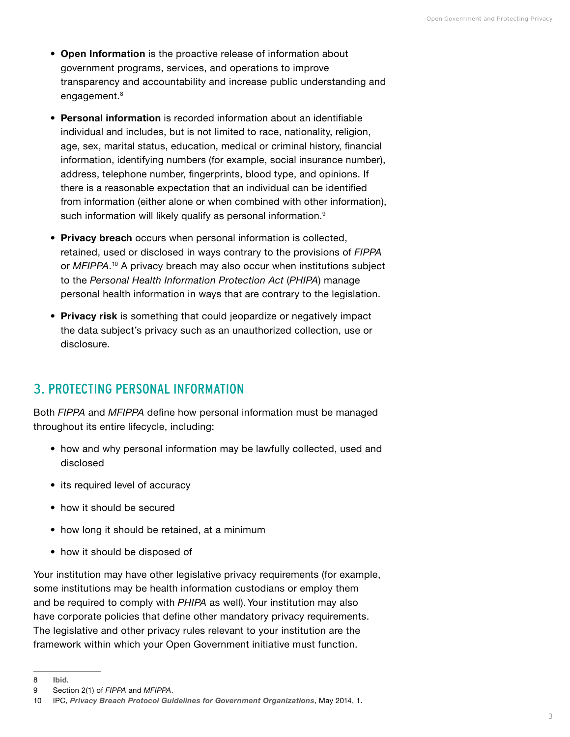- **Open Information** is the proactive release of information about government programs, services, and operations to improve transparency and accountability and increase public understanding and engagement.[8]

- **Personal information** is recorded information about an identifiable individual and includes, but is not limited to race, nationality, religion, age, sex, marital status, education, medical or criminal history, financial information, identifying numbers (for example, social insurance number), address, telephone number, fingerprints, blood type, and opinions. If there is a reasonable expectation that an individual can be identified from information (either alone or when combined with other information), such information will likely qualify as personal information.[9]

- **Privacy breach** occurs when personal information is collected, retained, used or disclosed in ways contrary to the provisions of *FIPPA* or *MFIPPA*.[10] A privacy breach may also occur when institutions subject to the *Personal Health Information Protection Act* (*PHIPA*) manage personal health information in ways that are contrary to the legislation.

- **Privacy risk** is something that could jeopardize or negatively impact the data subject's privacy such as an unauthorized collection, use or disclosure.

## 3. PROTECTING PERSONAL INFORMATION

Both *FIPPA* and *MFIPPA* define how personal information must be managed throughout its entire lifecycle, including:

- how and why personal information may be lawfully collected, used and disclosed
- its required level of accuracy
- how it should be secured
- how long it should be retained, at a minimum
- how it should be disposed of

Your institution may have other legislative privacy requirements (for example, some institutions may be health information custodians or employ them and be required to comply with *PHIPA* as well). Your institution may also have corporate policies that define other mandatory privacy requirements. The legislative and other privacy rules relevant to your institution are the framework within which your Open Government initiative must function.

---

8 **Ibid.**

9 Section 2(1) of *FIPPA* and *MFIPPA*.

10 IPC, ***Privacy Breach Protocol Guidelines for Government Organizations***, May 2014, 1.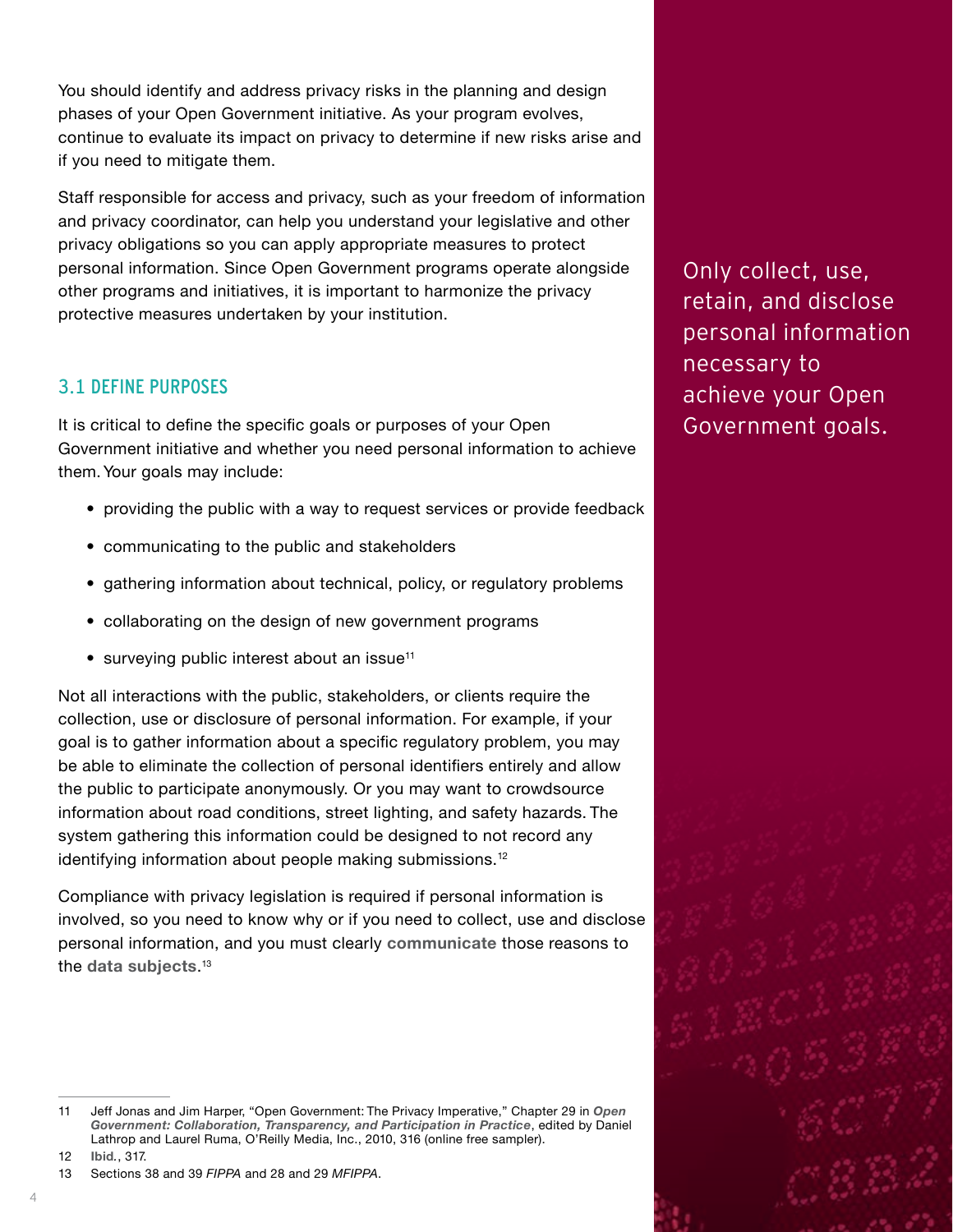You should identify and address privacy risks in the planning and design phases of your Open Government initiative. As your program evolves, continue to evaluate its impact on privacy to determine if new risks arise and if you need to mitigate them.

Staff responsible for access and privacy, such as your freedom of information and privacy coordinator, can help you understand your legislative and other privacy obligations so you can apply appropriate measures to protect personal information. Since Open Government programs operate alongside other programs and initiatives, it is important to harmonize the privacy protective measures undertaken by your institution.

Only collect, use, retain, and disclose personal information necessary to achieve your Open Government goals.

## 3.1 DEFINE PURPOSES

It is critical to define the specific goals or purposes of your Open Government initiative and whether you need personal information to achieve them. Your goals may include:

- providing the public with a way to request services or provide feedback
- communicating to the public and stakeholders
- gathering information about technical, policy, or regulatory problems
- collaborating on the design of new government programs
- surveying public interest about an issue[11]

Not all interactions with the public, stakeholders, or clients require the collection, use or disclosure of personal information. For example, if your goal is to gather information about a specific regulatory problem, you may be able to eliminate the collection of personal identifiers entirely and allow the public to participate anonymously. Or you may want to crowdsource information about road conditions, street lighting, and safety hazards. The system gathering this information could be designed to not record any identifying information about people making submissions.[12]

Compliance with privacy legislation is required if personal information is involved, so you need to know why or if you need to collect, use and disclose personal information, and you must clearly **communicate** those reasons to the **data subjects**.[13]

---

11 Jeff Jonas and Jim Harper, "Open Government: The Privacy Imperative," Chapter 29 in ***Open Government: Collaboration, Transparency, and Participation in Practice***, edited by Daniel Lathrop and Laurel Ruma, O'Reilly Media, Inc., 2010, 316 (online free sampler).

12 **Ibid.**, 317.

13 Sections 38 and 39 *FIPPA* and 28 and 29 *MFIPPA*.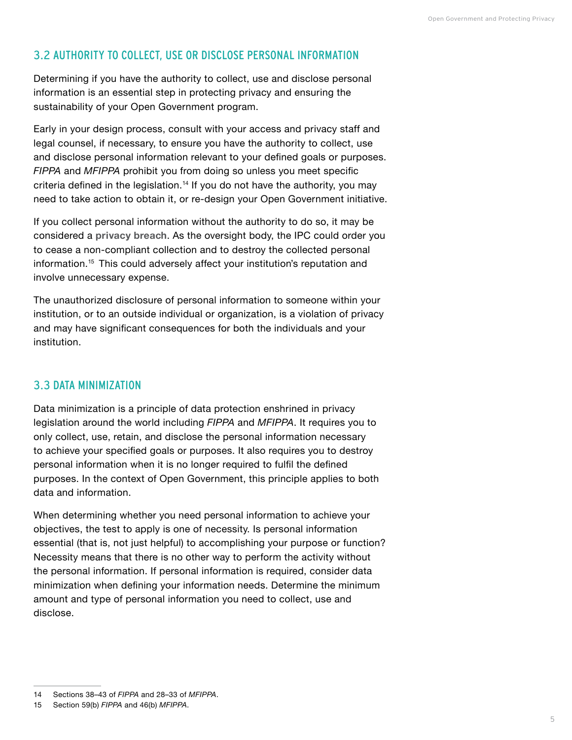## 3.2 AUTHORITY TO COLLECT, USE OR DISCLOSE PERSONAL INFORMATION

Determining if you have the authority to collect, use and disclose personal information is an essential step in protecting privacy and ensuring the sustainability of your Open Government program.

Early in your design process, consult with your access and privacy staff and legal counsel, if necessary, to ensure you have the authority to collect, use and disclose personal information relevant to your defined goals or purposes. *FIPPA* and *MFIPPA* prohibit you from doing so unless you meet specific criteria defined in the legislation.[14] If you do not have the authority, you may need to take action to obtain it, or re-design your Open Government initiative.

If you collect personal information without the authority to do so, it may be considered a **privacy breach**. As the oversight body, the IPC could order you to cease a non-compliant collection and to destroy the collected personal information.[15] This could adversely affect your institution's reputation and involve unnecessary expense.

The unauthorized disclosure of personal information to someone within your institution, or to an outside individual or organization, is a violation of privacy and may have significant consequences for both the individuals and your institution.

## 3.3 DATA MINIMIZATION

Data minimization is a principle of data protection enshrined in privacy legislation around the world including *FIPPA* and *MFIPPA*. It requires you to only collect, use, retain, and disclose the personal information necessary to achieve your specified goals or purposes. It also requires you to destroy personal information when it is no longer required to fulfil the defined purposes. In the context of Open Government, this principle applies to both data and information.

When determining whether you need personal information to achieve your objectives, the test to apply is one of necessity. Is personal information essential (that is, not just helpful) to accomplishing your purpose or function? Necessity means that there is no other way to perform the activity without the personal information. If personal information is required, consider data minimization when defining your information needs. Determine the minimum amount and type of personal information you need to collect, use and disclose.

---

14 Sections 38–43 of *FIPPA* and 28–33 of *MFIPPA*.

15 Section 59(b) *FIPPA* and 46(b) *MFIPPA*.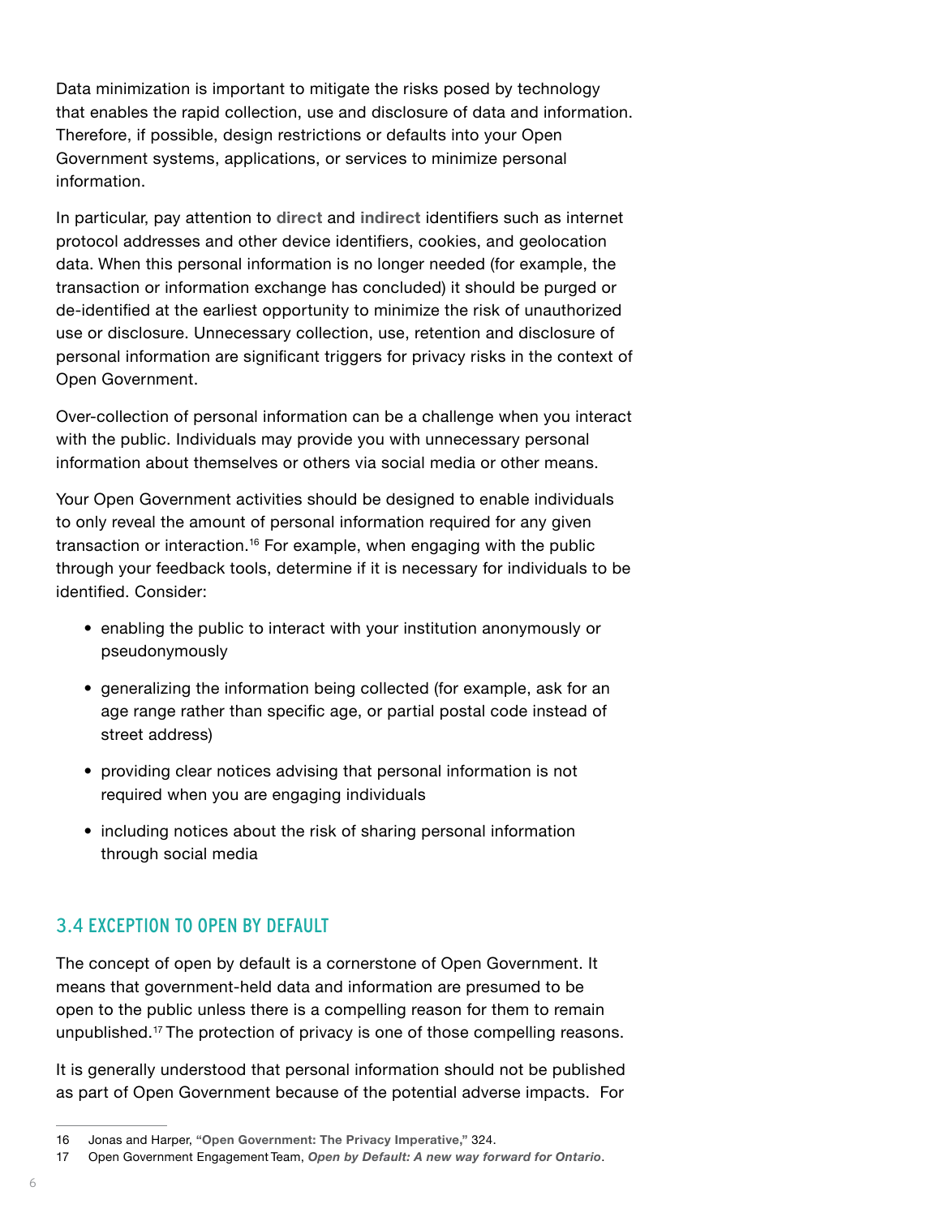Data minimization is important to mitigate the risks posed by technology that enables the rapid collection, use and disclosure of data and information. Therefore, if possible, design restrictions or defaults into your Open Government systems, applications, or services to minimize personal information.

In particular, pay attention to **direct** and **indirect** identifiers such as internet protocol addresses and other device identifiers, cookies, and geolocation data. When this personal information is no longer needed (for example, the transaction or information exchange has concluded) it should be purged or de-identified at the earliest opportunity to minimize the risk of unauthorized use or disclosure. Unnecessary collection, use, retention and disclosure of personal information are significant triggers for privacy risks in the context of Open Government.

Over-collection of personal information can be a challenge when you interact with the public. Individuals may provide you with unnecessary personal information about themselves or others via social media or other means.

Your Open Government activities should be designed to enable individuals to only reveal the amount of personal information required for any given transaction or interaction.[16] For example, when engaging with the public through your feedback tools, determine if it is necessary for individuals to be identified. Consider:

- enabling the public to interact with your institution anonymously or pseudonymously
- generalizing the information being collected (for example, ask for an age range rather than specific age, or partial postal code instead of street address)
- providing clear notices advising that personal information is not required when you are engaging individuals
- including notices about the risk of sharing personal information through social media

## 3.4 EXCEPTION TO OPEN BY DEFAULT

The concept of open by default is a cornerstone of Open Government. It means that government-held data and information are presumed to be open to the public unless there is a compelling reason for them to remain unpublished.[17] The protection of privacy is one of those compelling reasons.

It is generally understood that personal information should not be published as part of Open Government because of the potential adverse impacts. For

---

16 Jonas and Harper, **"Open Government: The Privacy Imperative,"** 324.

17 Open Government Engagement Team, ***Open by Default: A new way forward for Ontario***.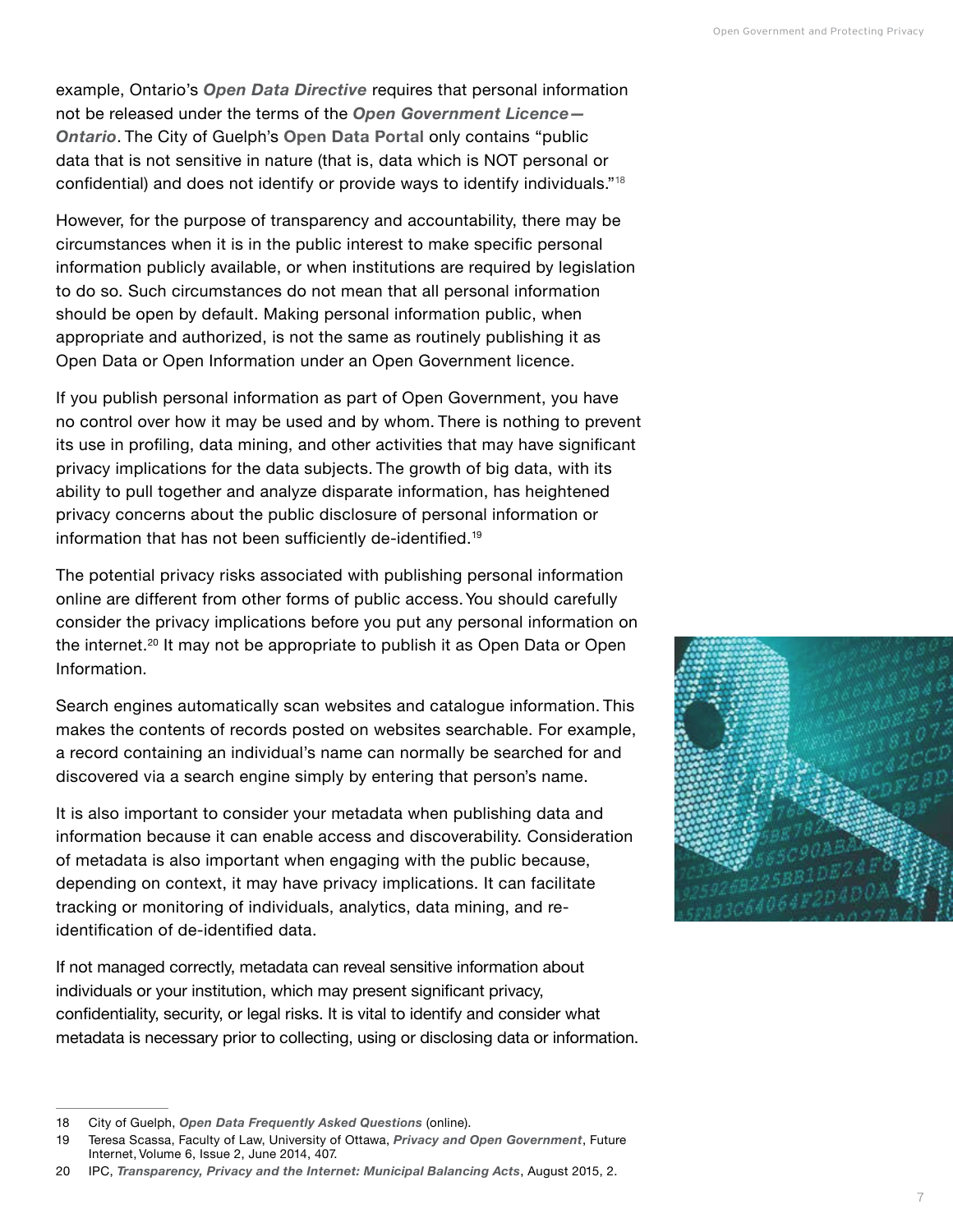example, Ontario's ***Open Data Directive*** requires that personal information not be released under the terms of the ***Open Government Licence—Ontario***. The City of Guelph's **Open Data Portal** only contains "public data that is not sensitive in nature (that is, data which is NOT personal or confidential) and does not identify or provide ways to identify individuals."[18]

However, for the purpose of transparency and accountability, there may be circumstances when it is in the public interest to make specific personal information publicly available, or when institutions are required by legislation to do so. Such circumstances do not mean that all personal information should be open by default. Making personal information public, when appropriate and authorized, is not the same as routinely publishing it as Open Data or Open Information under an Open Government licence.

If you publish personal information as part of Open Government, you have no control over how it may be used and by whom. There is nothing to prevent its use in profiling, data mining, and other activities that may have significant privacy implications for the data subjects. The growth of big data, with its ability to pull together and analyze disparate information, has heightened privacy concerns about the public disclosure of personal information or information that has not been sufficiently de-identified.[19]

The potential privacy risks associated with publishing personal information online are different from other forms of public access. You should carefully consider the privacy implications before you put any personal information on the internet.[20] It may not be appropriate to publish it as Open Data or Open Information.

Search engines automatically scan websites and catalogue information. This makes the contents of records posted on websites searchable. For example, a record containing an individual's name can normally be searched for and discovered via a search engine simply by entering that person's name.

It is also important to consider your metadata when publishing data and information because it can enable access and discoverability. Consideration of metadata is also important when engaging with the public because, depending on context, it may have privacy implications. It can facilitate tracking or monitoring of individuals, analytics, data mining, and re-identification of de-identified data.

If not managed correctly, metadata can reveal sensitive information about individuals or your institution, which may present significant privacy, confidentiality, security, or legal risks. It is vital to identify and consider what metadata is necessary prior to collecting, using or disclosing data or information.

---

18 City of Guelph, ***Open Data Frequently Asked Questions*** (online).

19 Teresa Scassa, Faculty of Law, University of Ottawa, ***Privacy and Open Government***, Future Internet, Volume 6, Issue 2, June 2014, 407.

20 IPC, ***Transparency, Privacy and the Internet: Municipal Balancing Acts***, August 2015, 2.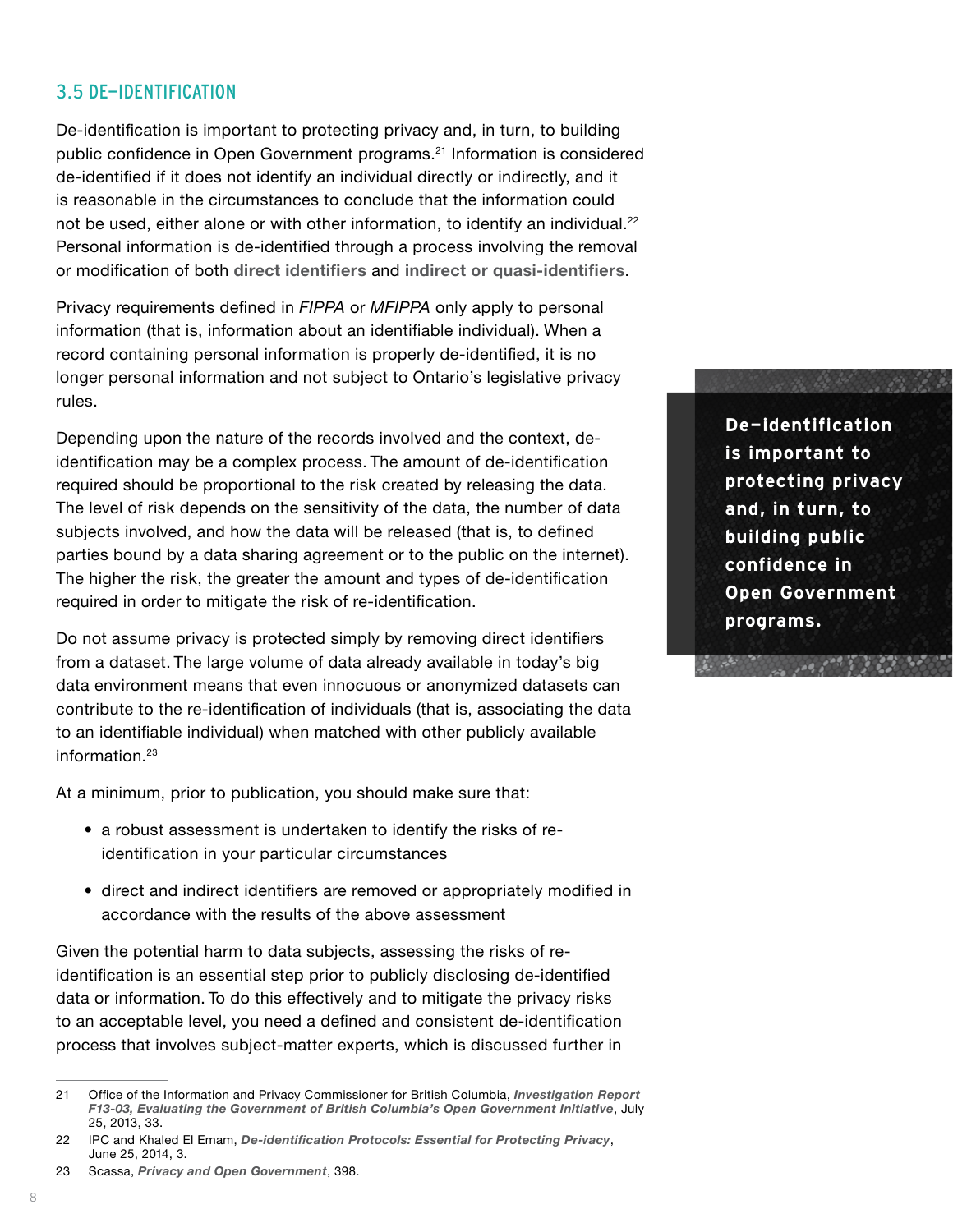## 3.5 DE-IDENTIFICATION

De-identification is important to protecting privacy and, in turn, to building public confidence in Open Government programs.[21] Information is considered de-identified if it does not identify an individual directly or indirectly, and it is reasonable in the circumstances to conclude that the information could not be used, either alone or with other information, to identify an individual.[22] Personal information is de-identified through a process involving the removal or modification of both **direct identifiers** and **indirect or quasi-identifiers**.

Privacy requirements defined in *FIPPA* or *MFIPPA* only apply to personal information (that is, information about an identifiable individual). When a record containing personal information is properly de-identified, it is no longer personal information and not subject to Ontario's legislative privacy rules.

Depending upon the nature of the records involved and the context, de-identification may be a complex process. The amount of de-identification required should be proportional to the risk created by releasing the data. The level of risk depends on the sensitivity of the data, the number of data subjects involved, and how the data will be released (that is, to defined parties bound by a data sharing agreement or to the public on the internet). The higher the risk, the greater the amount and types of de-identification required in order to mitigate the risk of re-identification.

Do not assume privacy is protected simply by removing direct identifiers from a dataset. The large volume of data already available in today's big data environment means that even innocuous or anonymized datasets can contribute to the re-identification of individuals (that is, associating the data to an identifiable individual) when matched with other publicly available information.[23]

At a minimum, prior to publication, you should make sure that:

- a robust assessment is undertaken to identify the risks of re-identification in your particular circumstances
- direct and indirect identifiers are removed or appropriately modified in accordance with the results of the above assessment

Given the potential harm to data subjects, assessing the risks of re-identification is an essential step prior to publicly disclosing de-identified data or information. To do this effectively and to mitigate the privacy risks to an acceptable level, you need a defined and consistent de-identification process that involves subject-matter experts, which is discussed further in

**De-identification is important to protecting privacy and, in turn, to building public confidence in Open Government programs.**

---

21 Office of the Information and Privacy Commissioner for British Columbia, ***Investigation Report F13-03, Evaluating the Government of British Columbia's Open Government Initiative***, July 25, 2013, 33.

22 IPC and Khaled El Emam, ***De-identification Protocols: Essential for Protecting Privacy***, June 25, 2014, 3.

23 Scassa, ***Privacy and Open Government***, 398.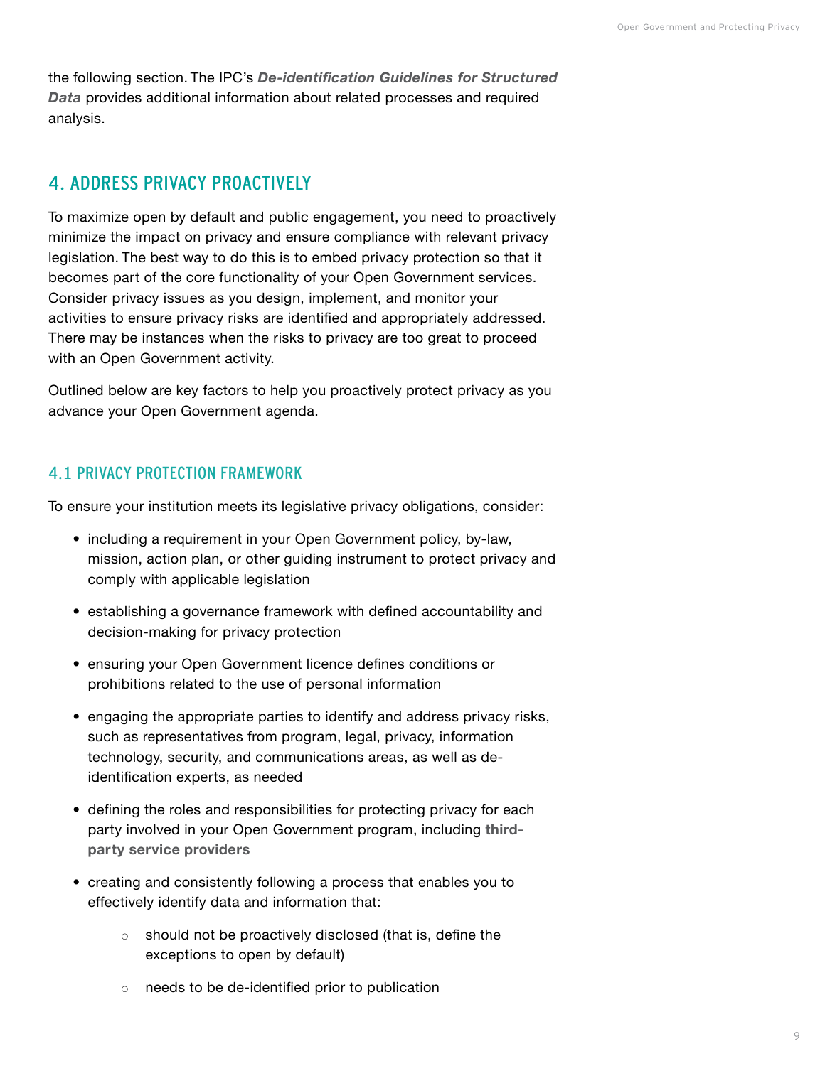the following section. The IPC's ***De-identification Guidelines for Structured Data*** provides additional information about related processes and required analysis.

## 4. ADDRESS PRIVACY PROACTIVELY

To maximize open by default and public engagement, you need to proactively minimize the impact on privacy and ensure compliance with relevant privacy legislation. The best way to do this is to embed privacy protection so that it becomes part of the core functionality of your Open Government services. Consider privacy issues as you design, implement, and monitor your activities to ensure privacy risks are identified and appropriately addressed. There may be instances when the risks to privacy are too great to proceed with an Open Government activity.

Outlined below are key factors to help you proactively protect privacy as you advance your Open Government agenda.

### 4.1 PRIVACY PROTECTION FRAMEWORK

To ensure your institution meets its legislative privacy obligations, consider:

- including a requirement in your Open Government policy, by-law, mission, action plan, or other guiding instrument to protect privacy and comply with applicable legislation
- establishing a governance framework with defined accountability and decision-making for privacy protection
- ensuring your Open Government licence defines conditions or prohibitions related to the use of personal information
- engaging the appropriate parties to identify and address privacy risks, such as representatives from program, legal, privacy, information technology, security, and communications areas, as well as de-identification experts, as needed
- defining the roles and responsibilities for protecting privacy for each party involved in your Open Government program, including **third-party service providers**
- creating and consistently following a process that enables you to effectively identify data and information that:
  - should not be proactively disclosed (that is, define the exceptions to open by default)
  - needs to be de-identified prior to publication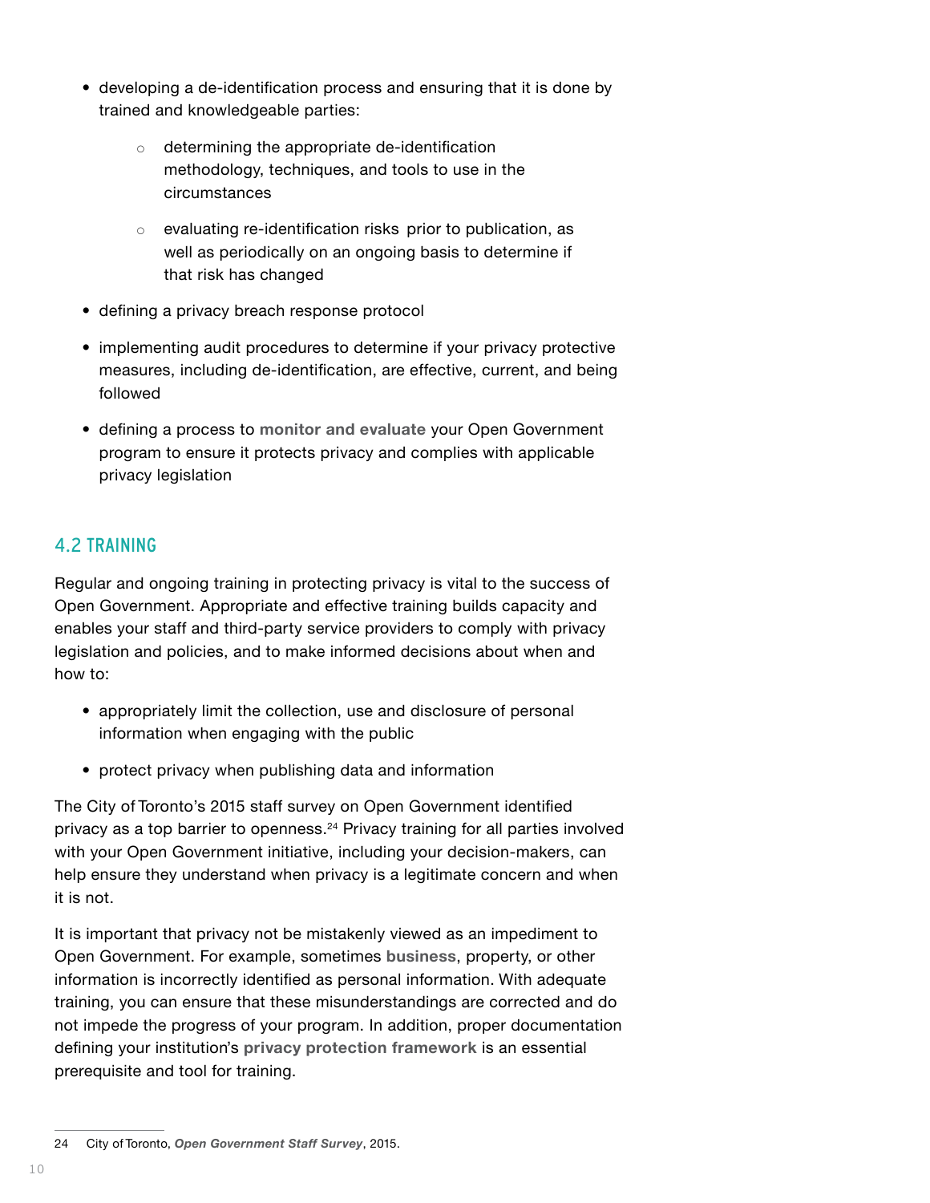- developing a de-identification process and ensuring that it is done by trained and knowledgeable parties:
    - determining the appropriate de-identification methodology, techniques, and tools to use in the circumstances
    - evaluating re-identification risks prior to publication, as well as periodically on an ongoing basis to determine if that risk has changed
- defining a privacy breach response protocol
- implementing audit procedures to determine if your privacy protective measures, including de-identification, are effective, current, and being followed
- defining a process to **monitor and evaluate** your Open Government program to ensure it protects privacy and complies with applicable privacy legislation

## 4.2 TRAINING

Regular and ongoing training in protecting privacy is vital to the success of Open Government. Appropriate and effective training builds capacity and enables your staff and third-party service providers to comply with privacy legislation and policies, and to make informed decisions about when and how to:

- appropriately limit the collection, use and disclosure of personal information when engaging with the public
- protect privacy when publishing data and information

The City of Toronto's 2015 staff survey on Open Government identified privacy as a top barrier to openness.[24] Privacy training for all parties involved with your Open Government initiative, including your decision-makers, can help ensure they understand when privacy is a legitimate concern and when it is not.

It is important that privacy not be mistakenly viewed as an impediment to Open Government. For example, sometimes **business**, property, or other information is incorrectly identified as personal information. With adequate training, you can ensure that these misunderstandings are corrected and do not impede the progress of your program. In addition, proper documentation defining your institution's **privacy protection framework** is an essential prerequisite and tool for training.

24 City of Toronto, ***Open Government Staff Survey***, 2015.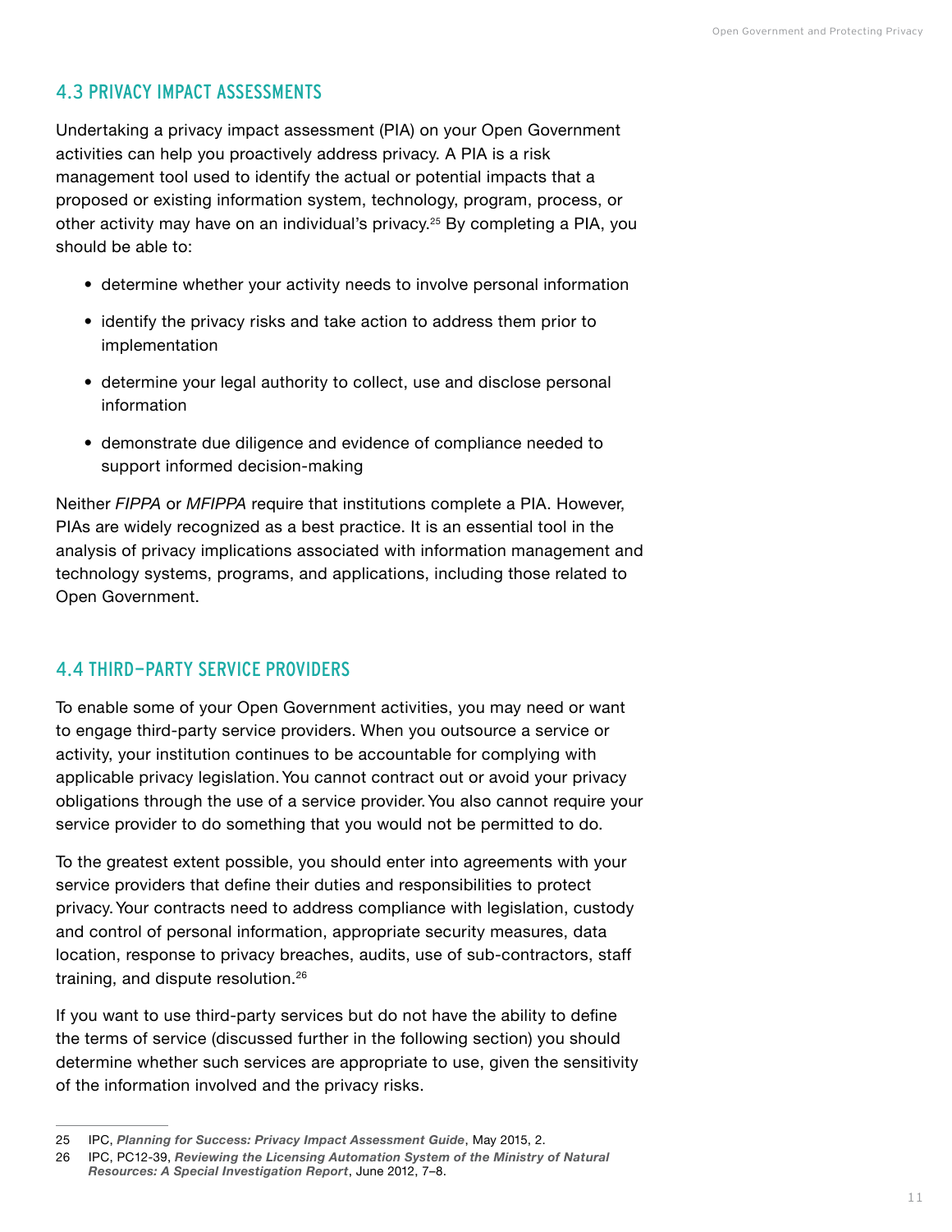## 4.3 PRIVACY IMPACT ASSESSMENTS

Undertaking a privacy impact assessment (PIA) on your Open Government activities can help you proactively address privacy. A PIA is a risk management tool used to identify the actual or potential impacts that a proposed or existing information system, technology, program, process, or other activity may have on an individual's privacy.[25] By completing a PIA, you should be able to:

- determine whether your activity needs to involve personal information
- identify the privacy risks and take action to address them prior to implementation
- determine your legal authority to collect, use and disclose personal information
- demonstrate due diligence and evidence of compliance needed to support informed decision-making

Neither *FIPPA* or *MFIPPA* require that institutions complete a PIA. However, PIAs are widely recognized as a best practice. It is an essential tool in the analysis of privacy implications associated with information management and technology systems, programs, and applications, including those related to Open Government.

## 4.4 THIRD-PARTY SERVICE PROVIDERS

To enable some of your Open Government activities, you may need or want to engage third-party service providers. When you outsource a service or activity, your institution continues to be accountable for complying with applicable privacy legislation. You cannot contract out or avoid your privacy obligations through the use of a service provider. You also cannot require your service provider to do something that you would not be permitted to do.

To the greatest extent possible, you should enter into agreements with your service providers that define their duties and responsibilities to protect privacy. Your contracts need to address compliance with legislation, custody and control of personal information, appropriate security measures, data location, response to privacy breaches, audits, use of sub-contractors, staff training, and dispute resolution.[26]

If you want to use third-party services but do not have the ability to define the terms of service (discussed further in the following section) you should determine whether such services are appropriate to use, given the sensitivity of the information involved and the privacy risks.

---

25 IPC, ***Planning for Success: Privacy Impact Assessment Guide***, May 2015, 2.

26 IPC, PC12-39, ***Reviewing the Licensing Automation System of the Ministry of Natural Resources: A Special Investigation Report***, June 2012, 7–8.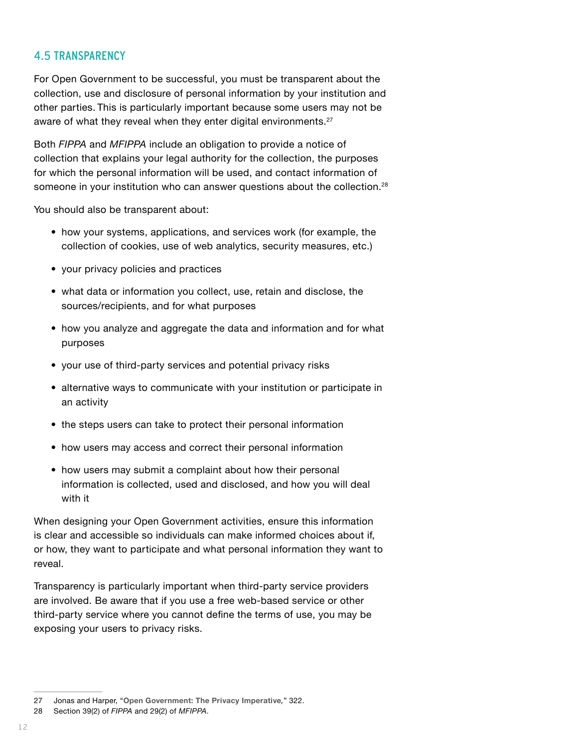## 4.5 TRANSPARENCY

For Open Government to be successful, you must be transparent about the collection, use and disclosure of personal information by your institution and other parties. This is particularly important because some users may not be aware of what they reveal when they enter digital environments.[27]

Both *FIPPA* and *MFIPPA* include an obligation to provide a notice of collection that explains your legal authority for the collection, the purposes for which the personal information will be used, and contact information of someone in your institution who can answer questions about the collection.[28]

You should also be transparent about:

- how your systems, applications, and services work (for example, the collection of cookies, use of web analytics, security measures, etc.)
- your privacy policies and practices
- what data or information you collect, use, retain and disclose, the sources/recipients, and for what purposes
- how you analyze and aggregate the data and information and for what purposes
- your use of third-party services and potential privacy risks
- alternative ways to communicate with your institution or participate in an activity
- the steps users can take to protect their personal information
- how users may access and correct their personal information
- how users may submit a complaint about how their personal information is collected, used and disclosed, and how you will deal with it

When designing your Open Government activities, ensure this information is clear and accessible so individuals can make informed choices about if, or how, they want to participate and what personal information they want to reveal.

Transparency is particularly important when third-party service providers are involved. Be aware that if you use a free web-based service or other third-party service where you cannot define the terms of use, you may be exposing your users to privacy risks.

---

27 Jonas and Harper, "**Open Government: The Privacy Imperative**," 322.

28 Section 39(2) of *FIPPA* and 29(2) of *MFIPPA*.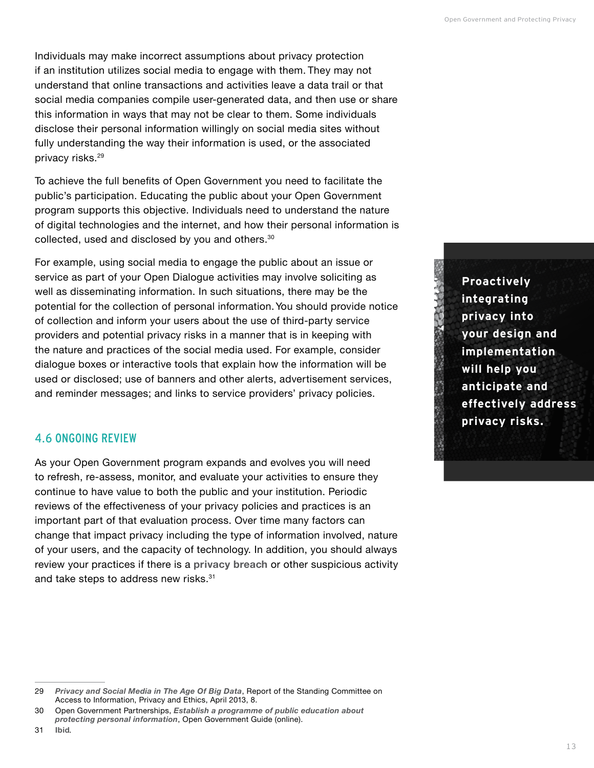Individuals may make incorrect assumptions about privacy protection if an institution utilizes social media to engage with them. They may not understand that online transactions and activities leave a data trail or that social media companies compile user-generated data, and then use or share this information in ways that may not be clear to them. Some individuals disclose their personal information willingly on social media sites without fully understanding the way their information is used, or the associated privacy risks.[29]

To achieve the full benefits of Open Government you need to facilitate the public's participation. Educating the public about your Open Government program supports this objective. Individuals need to understand the nature of digital technologies and the internet, and how their personal information is collected, used and disclosed by you and others.[30]

For example, using social media to engage the public about an issue or service as part of your Open Dialogue activities may involve soliciting as well as disseminating information. In such situations, there may be the potential for the collection of personal information. You should provide notice of collection and inform your users about the use of third-party service providers and potential privacy risks in a manner that is in keeping with the nature and practices of the social media used. For example, consider dialogue boxes or interactive tools that explain how the information will be used or disclosed; use of banners and other alerts, advertisement services, and reminder messages; and links to service providers' privacy policies.

**Proactively integrating privacy into your design and implementation will help you anticipate and effectively address privacy risks.**

## 4.6 ONGOING REVIEW

As your Open Government program expands and evolves you will need to refresh, re-assess, monitor, and evaluate your activities to ensure they continue to have value to both the public and your institution. Periodic reviews of the effectiveness of your privacy policies and practices is an important part of that evaluation process. Over time many factors can change that impact privacy including the type of information involved, nature of your users, and the capacity of technology. In addition, you should always review your practices if there is a **privacy breach** or other suspicious activity and take steps to address new risks.[31]

---

29 ***Privacy and Social Media in The Age Of Big Data***, Report of the Standing Committee on Access to Information, Privacy and Ethics, April 2013, 8.

30 Open Government Partnerships, ***Establish a programme of public education about protecting personal information***, Open Government Guide (online).

31 **Ibid.**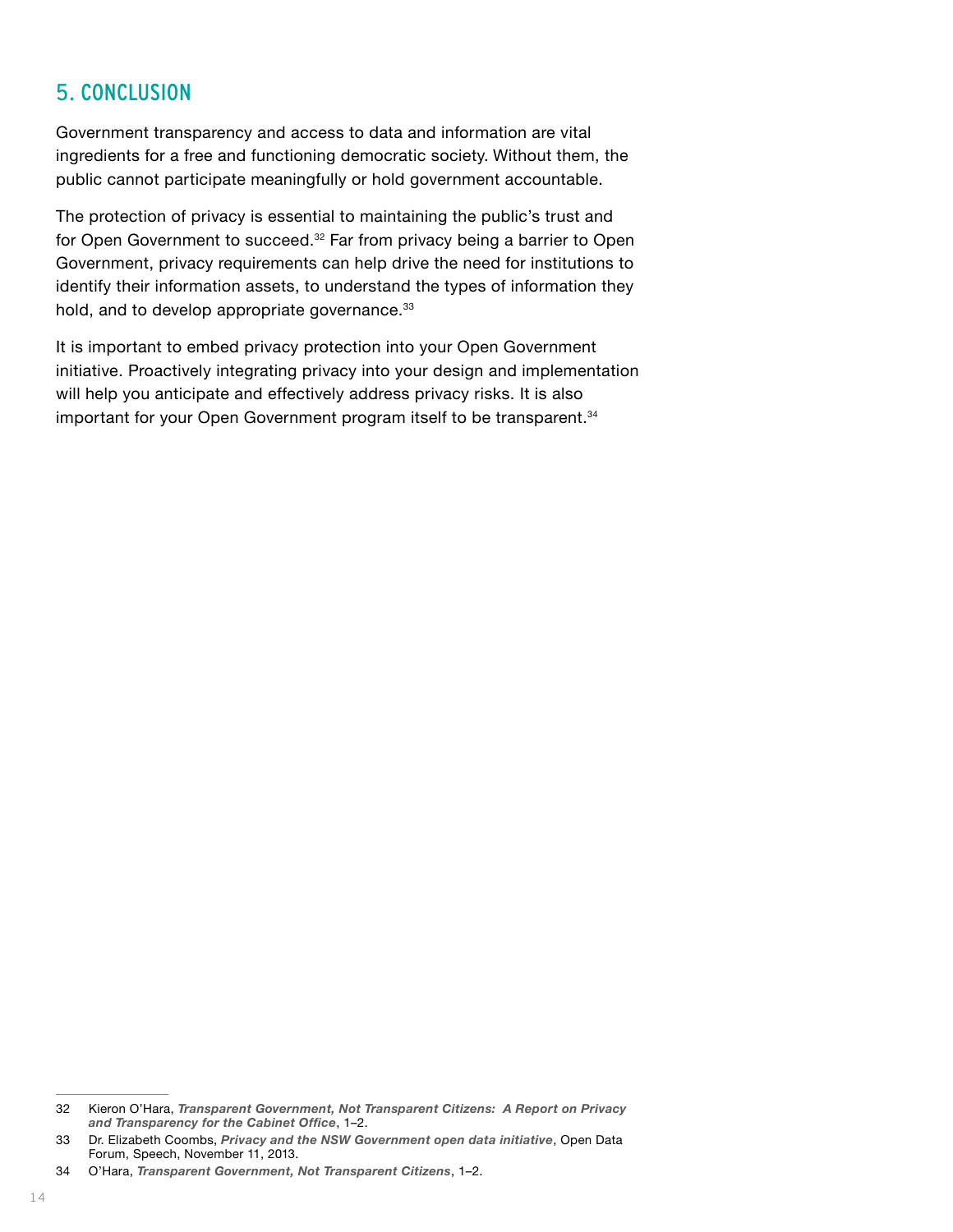## 5. CONCLUSION

Government transparency and access to data and information are vital ingredients for a free and functioning democratic society. Without them, the public cannot participate meaningfully or hold government accountable.

The protection of privacy is essential to maintaining the public's trust and for Open Government to succeed.[32] Far from privacy being a barrier to Open Government, privacy requirements can help drive the need for institutions to identify their information assets, to understand the types of information they hold, and to develop appropriate governance.[33]

It is important to embed privacy protection into your Open Government initiative. Proactively integrating privacy into your design and implementation will help you anticipate and effectively address privacy risks. It is also important for your Open Government program itself to be transparent.[34]

---

32 Kieron O'Hara, ***Transparent Government, Not Transparent Citizens: A Report on Privacy and Transparency for the Cabinet Office***, 1–2.

33 Dr. Elizabeth Coombs, ***Privacy and the NSW Government open data initiative***, Open Data Forum, Speech, November 11, 2013.

34 O'Hara, ***Transparent Government, Not Transparent Citizens***, 1–2.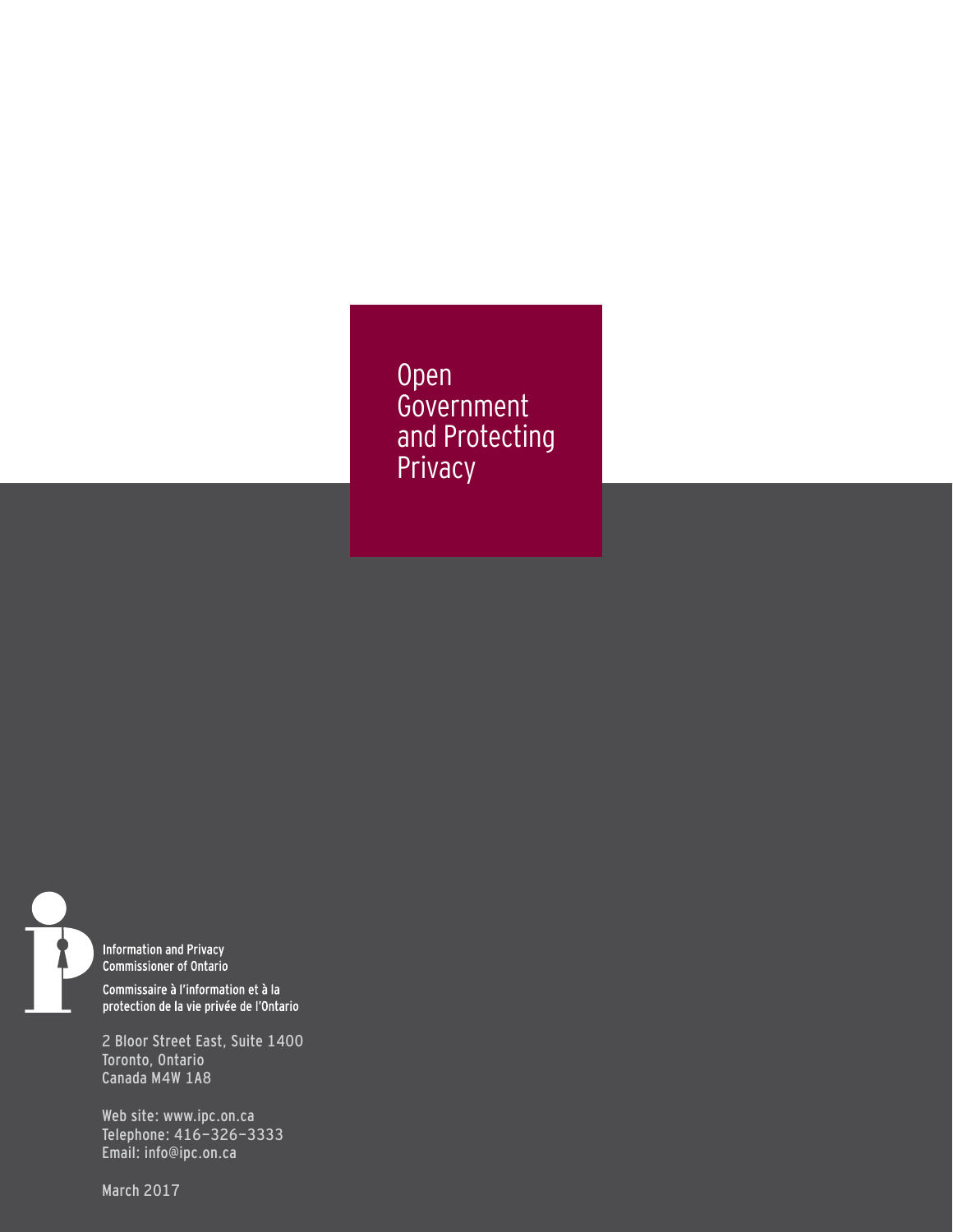# Open Government and Protecting Privacy

Information and Privacy Commissioner of Ontario

Commissaire à l'information et à la protection de la vie privée de l'Ontario

2 Bloor Street East, Suite 1400
Toronto, Ontario
Canada M4W 1A8

Web site: www.ipc.on.ca
Telephone: 416-326-3333
Email: info@ipc.on.ca

March 2017